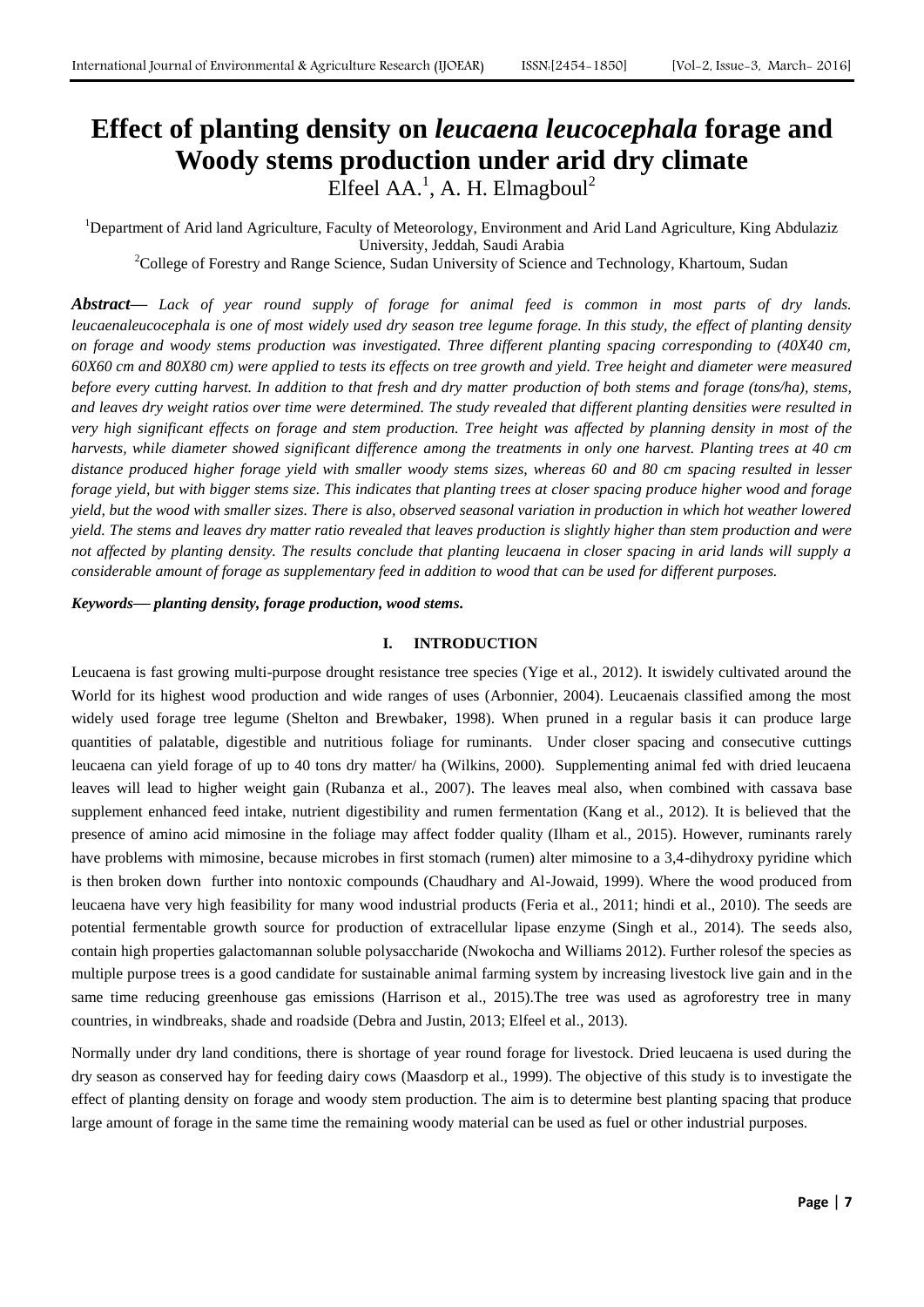# Effect of planting density on *leucaena leucocephala* forage and Woody stems production under arid dry climate

Elfeel AA.[1], A. H. Elmagboul[2]

[1]Department of Arid land Agriculture, Faculty of Meteorology, Environment and Arid Land Agriculture, King Abdulaziz University, Jeddah, Saudi Arabia

[2]College of Forestry and Range Science, Sudan University of Science and Technology, Khartoum, Sudan

***Abstract***— *Lack of year round supply of forage for animal feed is common in most parts of dry lands. leucaenaleucocephala is one of most widely used dry season tree legume forage. In this study, the effect of planting density on forage and woody stems production was investigated. Three different planting spacing corresponding to (40X40 cm, 60X60 cm and 80X80 cm) were applied to tests its effects on tree growth and yield. Tree height and diameter were measured before every cutting harvest. In addition to that fresh and dry matter production of both stems and forage (tons/ha), stems, and leaves dry weight ratios over time were determined. The study revealed that different planting densities were resulted in very high significant effects on forage and stem production. Tree height was affected by planning density in most of the harvests, while diameter showed significant difference among the treatments in only one harvest. Planting trees at 40 cm distance produced higher forage yield with smaller woody stems sizes, whereas 60 and 80 cm spacing resulted in lesser forage yield, but with bigger stems size. This indicates that planting trees at closer spacing produce higher wood and forage yield, but the wood with smaller sizes. There is also, observed seasonal variation in production in which hot weather lowered yield. The stems and leaves dry matter ratio revealed that leaves production is slightly higher than stem production and were not affected by planting density. The results conclude that planting leucaena in closer spacing in arid lands will supply a considerable amount of forage as supplementary feed in addition to wood that can be used for different purposes.*

***Keywords— planting density, forage production, wood stems.***

## I. INTRODUCTION

Leucaena is fast growing multi-purpose drought resistance tree species (Yige et al., 2012). It iswidely cultivated around the World for its highest wood production and wide ranges of uses (Arbonnier, 2004). Leucaenais classified among the most widely used forage tree legume (Shelton and Brewbaker, 1998). When pruned in a regular basis it can produce large quantities of palatable, digestible and nutritious foliage for ruminants. Under closer spacing and consecutive cuttings leucaena can yield forage of up to 40 tons dry matter/ ha (Wilkins, 2000). Supplementing animal fed with dried leucaena leaves will lead to higher weight gain (Rubanza et al., 2007). The leaves meal also, when combined with cassava base supplement enhanced feed intake, nutrient digestibility and rumen fermentation (Kang et al., 2012). It is believed that the presence of amino acid mimosine in the foliage may affect fodder quality (Ilham et al., 2015). However, ruminants rarely have problems with mimosine, because microbes in first stomach (rumen) alter mimosine to a 3,4-dihydroxy pyridine which is then broken down further into nontoxic compounds (Chaudhary and Al-Jowaid, 1999). Where the wood produced from leucaena have very high feasibility for many wood industrial products (Feria et al., 2011; hindi et al., 2010). The seeds are potential fermentable growth source for production of extracellular lipase enzyme (Singh et al., 2014). The seeds also, contain high properties galactomannan soluble polysaccharide (Nwokocha and Williams 2012). Further rolesof the species as multiple purpose trees is a good candidate for sustainable animal farming system by increasing livestock live gain and in the same time reducing greenhouse gas emissions (Harrison et al., 2015).The tree was used as agroforestry tree in many countries, in windbreaks, shade and roadside (Debra and Justin, 2013; Elfeel et al., 2013).

Normally under dry land conditions, there is shortage of year round forage for livestock. Dried leucaena is used during the dry season as conserved hay for feeding dairy cows (Maasdorp et al., 1999). The objective of this study is to investigate the effect of planting density on forage and woody stem production. The aim is to determine best planting spacing that produce large amount of forage in the same time the remaining woody material can be used as fuel or other industrial purposes.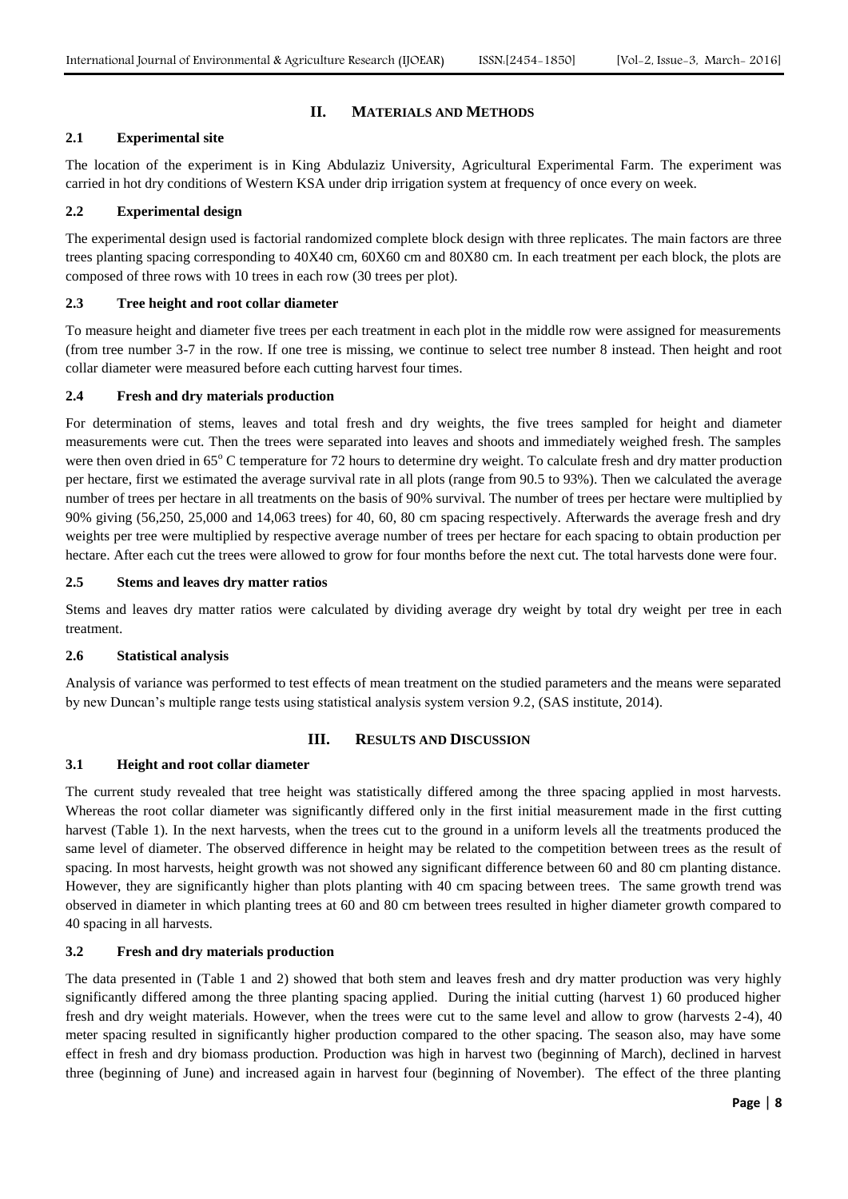## II. MATERIALS AND METHODS

### 2.1 Experimental site

The location of the experiment is in King Abdulaziz University, Agricultural Experimental Farm. The experiment was carried in hot dry conditions of Western KSA under drip irrigation system at frequency of once every on week.

### 2.2 Experimental design

The experimental design used is factorial randomized complete block design with three replicates. The main factors are three trees planting spacing corresponding to 40X40 cm, 60X60 cm and 80X80 cm. In each treatment per each block, the plots are composed of three rows with 10 trees in each row (30 trees per plot).

### 2.3 Tree height and root collar diameter

To measure height and diameter five trees per each treatment in each plot in the middle row were assigned for measurements (from tree number 3-7 in the row. If one tree is missing, we continue to select tree number 8 instead. Then height and root collar diameter were measured before each cutting harvest four times.

### 2.4 Fresh and dry materials production

For determination of stems, leaves and total fresh and dry weights, the five trees sampled for height and diameter measurements were cut. Then the trees were separated into leaves and shoots and immediately weighed fresh. The samples were then oven dried in 65$^{o}$ C temperature for 72 hours to determine dry weight. To calculate fresh and dry matter production per hectare, first we estimated the average survival rate in all plots (range from 90.5 to 93%). Then we calculated the average number of trees per hectare in all treatments on the basis of 90% survival. The number of trees per hectare were multiplied by 90% giving (56,250, 25,000 and 14,063 trees) for 40, 60, 80 cm spacing respectively. Afterwards the average fresh and dry weights per tree were multiplied by respective average number of trees per hectare for each spacing to obtain production per hectare. After each cut the trees were allowed to grow for four months before the next cut. The total harvests done were four.

### 2.5 Stems and leaves dry matter ratios

Stems and leaves dry matter ratios were calculated by dividing average dry weight by total dry weight per tree in each treatment.

### 2.6 Statistical analysis

Analysis of variance was performed to test effects of mean treatment on the studied parameters and the means were separated by new Duncan's multiple range tests using statistical analysis system version 9.2, (SAS institute, 2014).

## III. RESULTS AND DISCUSSION

### 3.1 Height and root collar diameter

The current study revealed that tree height was statistically differed among the three spacing applied in most harvests. Whereas the root collar diameter was significantly differed only in the first initial measurement made in the first cutting harvest (Table 1). In the next harvests, when the trees cut to the ground in a uniform levels all the treatments produced the same level of diameter. The observed difference in height may be related to the competition between trees as the result of spacing. In most harvests, height growth was not showed any significant difference between 60 and 80 cm planting distance. However, they are significantly higher than plots planting with 40 cm spacing between trees. The same growth trend was observed in diameter in which planting trees at 60 and 80 cm between trees resulted in higher diameter growth compared to 40 spacing in all harvests.

### 3.2 Fresh and dry materials production

The data presented in (Table 1 and 2) showed that both stem and leaves fresh and dry matter production was very highly significantly differed among the three planting spacing applied. During the initial cutting (harvest 1) 60 produced higher fresh and dry weight materials. However, when the trees were cut to the same level and allow to grow (harvests 2-4), 40 meter spacing resulted in significantly higher production compared to the other spacing. The season also, may have some effect in fresh and dry biomass production. Production was high in harvest two (beginning of March), declined in harvest three (beginning of June) and increased again in harvest four (beginning of November). The effect of the three planting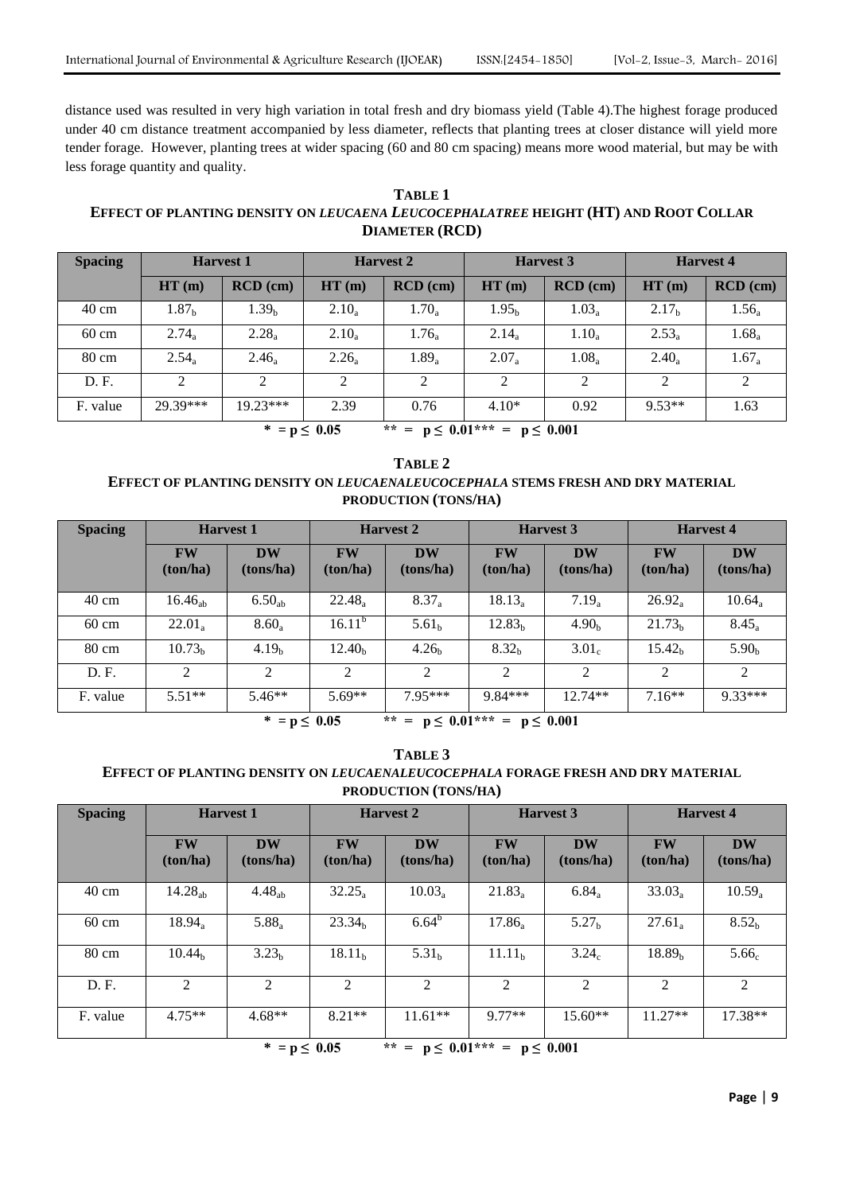distance used was resulted in very high variation in total fresh and dry biomass yield (Table 4).The highest forage produced under 40 cm distance treatment accompanied by less diameter, reflects that planting trees at closer distance will yield more tender forage. However, planting trees at wider spacing (60 and 80 cm spacing) means more wood material, but may be with less forage quantity and quality.

**TABLE 1**
**EFFECT OF PLANTING DENSITY ON *LEUCAENA LEUCOCEPHALA*TREE HEIGHT (HT) AND ROOT COLLAR DIAMETER (RCD)**

| Spacing | Harvest 1 | | Harvest 2 | | Harvest 3 | | Harvest 4 | |
|---|---|---|---|---|---|---|---|---|
| | HT (m) | RCD (cm) | HT (m) | RCD (cm) | HT (m) | RCD (cm) | HT (m) | RCD (cm) |
| 40 cm | $1.87_b$ | $1.39_b$ | $2.10_a$ | $1.70_a$ | $1.95_b$ | $1.03_a$ | $2.17_b$ | $1.56_a$ |
| 60 cm | $2.74_a$ | $2.28_a$ | $2.10_a$ | $1.76_a$ | $2.14_a$ | $1.10_a$ | $2.53_a$ | $1.68_a$ |
| 80 cm | $2.54_a$ | $2.46_a$ | $2.26_a$ | $1.89_a$ | $2.07_a$ | $1.08_a$ | $2.40_a$ | $1.67_a$ |
| D. F. | 2 | 2 | 2 | 2 | 2 | 2 | 2 | 2 |
| F. value | 29.39*** | 19.23*** | 2.39 | 0.76 | 4.10* | 0.92 | 9.53** | 1.63 |

**\* = $p \leq 0.05$ \*\* = $p \leq 0.01$\*\*\* = $p \leq 0.001$**

**TABLE 2**
**EFFECT OF PLANTING DENSITY ON *LEUCAENALEUCOCEPHALA* STEMS FRESH AND DRY MATERIAL PRODUCTION (TONS/HA)**

| Spacing | Harvest 1 | | Harvest 2 | | Harvest 3 | | Harvest 4 | |
|---|---|---|---|---|---|---|---|---|
| | FW (ton/ha) | DW (tons/ha) | FW (ton/ha) | DW (tons/ha) | FW (ton/ha) | DW (tons/ha) | FW (ton/ha) | DW (tons/ha) |
| 40 cm | $16.46_{ab}$ | $6.50_{ab}$ | $22.48_a$ | $8.37_a$ | $18.13_a$ | $7.19_a$ | $26.92_a$ | $10.64_a$ |
| 60 cm | $22.01_a$ | $8.60_a$ | $16.11^b$ | $5.61_b$ | $12.83_b$ | $4.90_b$ | $21.73_b$ | $8.45_a$ |
| 80 cm | $10.73_b$ | $4.19_b$ | $12.40_b$ | $4.26_b$ | $8.32_b$ | $3.01_c$ | $15.42_b$ | $5.90_b$ |
| D. F. | 2 | 2 | 2 | 2 | 2 | 2 | 2 | 2 |
| F. value | 5.51** | 5.46** | 5.69** | 7.95*** | 9.84*** | 12.74** | 7.16** | 9.33*** |

**\* = $p \leq 0.05$ \*\* = $p \leq 0.01$\*\*\* = $p \leq 0.001$**

**TABLE 3**
**EFFECT OF PLANTING DENSITY ON *LEUCAENALEUCOCEPHALA* FORAGE FRESH AND DRY MATERIAL PRODUCTION (TONS/HA)**

| Spacing | Harvest 1 | | Harvest 2 | | Harvest 3 | | Harvest 4 | |
|---|---|---|---|---|---|---|---|---|
| | FW (ton/ha) | DW (tons/ha) | FW (ton/ha) | DW (tons/ha) | FW (ton/ha) | DW (tons/ha) | FW (ton/ha) | DW (tons/ha) |
| 40 cm | $14.28_{ab}$ | $4.48_{ab}$ | $32.25_a$ | $10.03_a$ | $21.83_a$ | $6.84_a$ | $33.03_a$ | $10.59_a$ |
| 60 cm | $18.94_a$ | $5.88_a$ | $23.34_b$ | $6.64^b$ | $17.86_a$ | $5.27_b$ | $27.61_a$ | $8.52_b$ |
| 80 cm | $10.44_b$ | $3.23_b$ | $18.11_b$ | $5.31_b$ | $11.11_b$ | $3.24_c$ | $18.89_b$ | $5.66_c$ |
| D. F. | 2 | 2 | 2 | 2 | 2 | 2 | 2 | 2 |
| F. value | 4.75** | 4.68** | 8.21** | 11.61** | 9.77** | 15.60** | 11.27** | 17.38** |

**\* = $p \leq 0.05$ \*\* = $p \leq 0.01$\*\*\* = $p \leq 0.001$**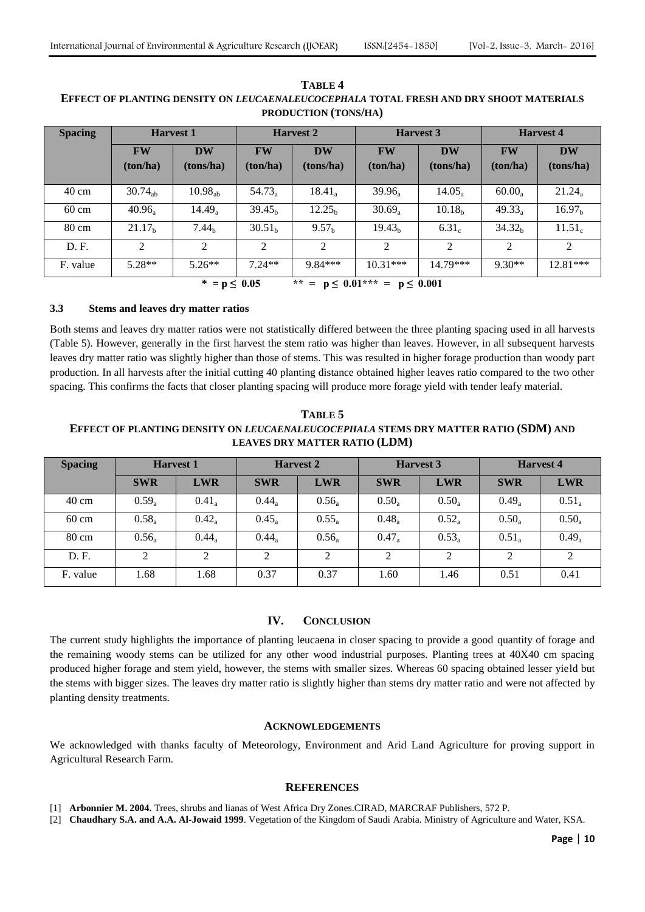**TABLE 4**
**EFFECT OF PLANTING DENSITY ON *LEUCAENALEUCOCEPHALA* TOTAL FRESH AND DRY SHOOT MATERIALS PRODUCTION (TONS/HA)**

| Spacing | Harvest 1 | | Harvest 2 | | Harvest 3 | | Harvest 4 | |
|---|---|---|---|---|---|---|---|---|
| | FW (ton/ha) | DW (tons/ha) | FW (ton/ha) | DW (tons/ha) | FW (ton/ha) | DW (tons/ha) | FW (ton/ha) | DW (tons/ha) |
| 40 cm | $30.74_{ab}$ | $10.98_{ab}$ | $54.73_{a}$ | $18.41_{a}$ | $39.96_{a}$ | $14.05_{a}$ | $60.00_{a}$ | $21.24_{a}$ |
| 60 cm | $40.96_{a}$ | $14.49_{a}$ | $39.45_{b}$ | $12.25_{b}$ | $30.69_{a}$ | $10.18_{b}$ | $49.33_{a}$ | $16.97_{b}$ |
| 80 cm | $21.17_{b}$ | $7.44_{b}$ | $30.51_{b}$ | $9.57_{b}$ | $19.43_{b}$ | $6.31_{c}$ | $34.32_{b}$ | $11.51_{c}$ |
| D. F. | 2 | 2 | 2 | 2 | 2 | 2 | 2 | 2 |
| F. value | 5.28** | 5.26** | 7.24** | 9.84*** | 10.31*** | 14.79*** | 9.30** | 12.81*** |

* = $p \leq 0.05$ ** = $p \leq 0.01$ *** = $p \leq 0.001$

### 3.3 Stems and leaves dry matter ratios

Both stems and leaves dry matter ratios were not statistically differed between the three planting spacing used in all harvests (Table 5). However, generally in the first harvest the stem ratio was higher than leaves. However, in all subsequent harvests leaves dry matter ratio was slightly higher than those of stems. This was resulted in higher forage production than woody part production. In all harvests after the initial cutting 40 planting distance obtained higher leaves ratio compared to the two other spacing. This confirms the facts that closer planting spacing will produce more forage yield with tender leafy material.

**TABLE 5**
**EFFECT OF PLANTING DENSITY ON *LEUCAENALEUCOCEPHALA* STEMS DRY MATTER RATIO (SDM) AND LEAVES DRY MATTER RATIO (LDM)**

| Spacing | Harvest 1 | | Harvest 2 | | Harvest 3 | | Harvest 4 | |
|---|---|---|---|---|---|---|---|---|
| | SWR | LWR | SWR | LWR | SWR | LWR | SWR | LWR |
| 40 cm | $0.59_{a}$ | $0.41_{a}$ | $0.44_{a}$ | $0.56_{a}$ | $0.50_{a}$ | $0.50_{a}$ | $0.49_{a}$ | $0.51_{a}$ |
| 60 cm | $0.58_{a}$ | $0.42_{a}$ | $0.45_{a}$ | $0.55_{a}$ | $0.48_{a}$ | $0.52_{a}$ | $0.50_{a}$ | $0.50_{a}$ |
| 80 cm | $0.56_{a}$ | $0.44_{a}$ | $0.44_{a}$ | $0.56_{a}$ | $0.47_{a}$ | $0.53_{a}$ | $0.51_{a}$ | $0.49_{a}$ |
| D. F. | 2 | 2 | 2 | 2 | 2 | 2 | 2 | 2 |
| F. value | 1.68 | 1.68 | 0.37 | 0.37 | 1.60 | 1.46 | 0.51 | 0.41 |

## IV. CONCLUSION

The current study highlights the importance of planting leucaena in closer spacing to provide a good quantity of forage and the remaining woody stems can be utilized for any other wood industrial purposes. Planting trees at 40X40 cm spacing produced higher forage and stem yield, however, the stems with smaller sizes. Whereas 60 spacing obtained lesser yield but the stems with bigger sizes. The leaves dry matter ratio is slightly higher than stems dry matter ratio and were not affected by planting density treatments.

## ACKNOWLEDGEMENTS

We acknowledged with thanks faculty of Meteorology, Environment and Arid Land Agriculture for proving support in Agricultural Research Farm.

## REFERENCES

[1] **Arbonnier M. 2004.** Trees, shrubs and lianas of West Africa Dry Zones.CIRAD, MARCRAF Publishers, 572 P.

[2] **Chaudhary S.A. and A.A. Al-Jowaid 1999**. Vegetation of the Kingdom of Saudi Arabia. Ministry of Agriculture and Water, KSA.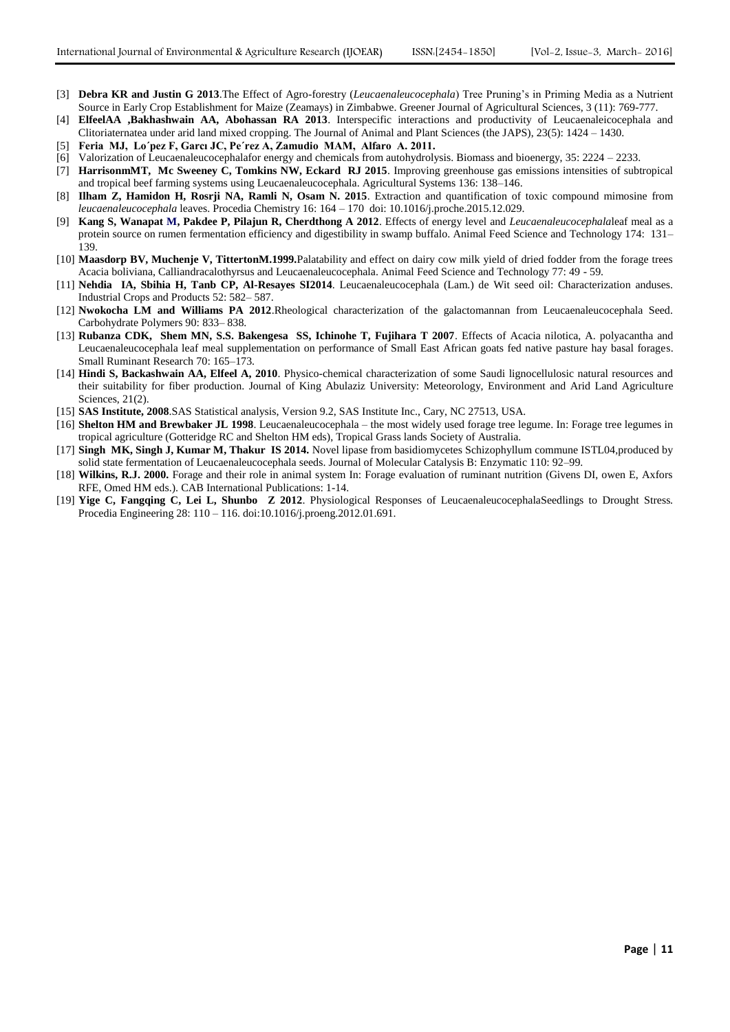[3] **Debra KR and Justin G 2013**.The Effect of Agro-forestry (*Leucaenaleucocephala*) Tree Pruning's in Priming Media as a Nutrient Source in Early Crop Establishment for Maize (Zeamays) in Zimbabwe. Greener Journal of Agricultural Sciences, 3 (11): 769-777.

[4] **ElfeelAA ,Bakhashwain AA, Abohassan RA 2013**. Interspecific interactions and productivity of Leucaenaleicocephala and Clitoriaternatea under arid land mixed cropping. The Journal of Animal and Plant Sciences (the JAPS), 23(5): 1424 – 1430.

[5] **Feria MJ, Lo´pez F, Garcı JC, Pe´rez A, Zamudio MAM, Alfaro A. 2011.**

[6] Valorization of Leucaenaleucocephalafor energy and chemicals from autohydrolysis. Biomass and bioenergy, 35: 2224 – 2233.

[7] **HarrisonmMT, Mc Sweeney C, Tomkins NW, Eckard RJ 2015**. Improving greenhouse gas emissions intensities of subtropical and tropical beef farming systems using Leucaenaleucocephala. Agricultural Systems 136: 138–146.

[8] **Ilham Z, Hamidon H, Rosrji NA, Ramli N, Osam N. 2015**. Extraction and quantification of toxic compound mimosine from *leucaenaleucocephala* leaves. Procedia Chemistry 16: 164 – 170 doi: 10.1016/j.proche.2015.12.029.

[9] **Kang S, Wanapat M, Pakdee P, Pilajun R, Cherdthong A 2012**. Effects of energy level and *Leucaenaleucocephala*leaf meal as a protein source on rumen fermentation efficiency and digestibility in swamp buffalo. Animal Feed Science and Technology 174: 131–139.

[10] **Maasdorp BV, Muchenje V, TittertonM.1999.**Palatability and effect on dairy cow milk yield of dried fodder from the forage trees Acacia boliviana, Calliandracalothyrsus and Leucaenaleucocephala. Animal Feed Science and Technology 77: 49 - 59.

[11] **Nehdia IA, Sbihia H, Tanb CP, Al-Resayes SI2014**. Leucaenaleucocephala (Lam.) de Wit seed oil: Characterization anduses. Industrial Crops and Products 52: 582– 587.

[12] **Nwokocha LM and Williams PA 2012**.Rheological characterization of the galactomannan from Leucaenaleucocephala Seed. Carbohydrate Polymers 90: 833– 838.

[13] **Rubanza CDK, Shem MN, S.S. Bakengesa SS, Ichinohe T, Fujihara T 2007**. Effects of Acacia nilotica, A. polyacantha and Leucaenaleucocephala leaf meal supplementation on performance of Small East African goats fed native pasture hay basal forages. Small Ruminant Research 70: 165–173.

[14] **Hindi S, Backashwain AA, Elfeel A, 2010**. Physico-chemical characterization of some Saudi lignocellulosic natural resources and their suitability for fiber production. Journal of King Abulaziz University: Meteorology, Environment and Arid Land Agriculture Sciences, 21(2).

[15] **SAS Institute, 2008**.SAS Statistical analysis, Version 9.2, SAS Institute Inc., Cary, NC 27513, USA.

[16] **Shelton HM and Brewbaker JL 1998**. Leucaenaleucocephala – the most widely used forage tree legume. In: Forage tree legumes in tropical agriculture (Gotteridge RC and Shelton HM eds), Tropical Grass lands Society of Australia.

[17] **Singh MK, Singh J, Kumar M, Thakur IS 2014.** Novel lipase from basidiomycetes Schizophyllum commune ISTL04,produced by solid state fermentation of Leucaenaleucocephala seeds. Journal of Molecular Catalysis B: Enzymatic 110: 92–99.

[18] **Wilkins, R.J. 2000.** Forage and their role in animal system In: Forage evaluation of ruminant nutrition (Givens DI, owen E, Axfors RFE, Omed HM eds.). CAB International Publications: 1-14.

[19] **Yige C, Fangqing C, Lei L, Shunbo Z 2012**. Physiological Responses of LeucaenaleucocephalaSeedlings to Drought Stress. Procedia Engineering 28: 110 – 116. doi:10.1016/j.proeng.2012.01.691.